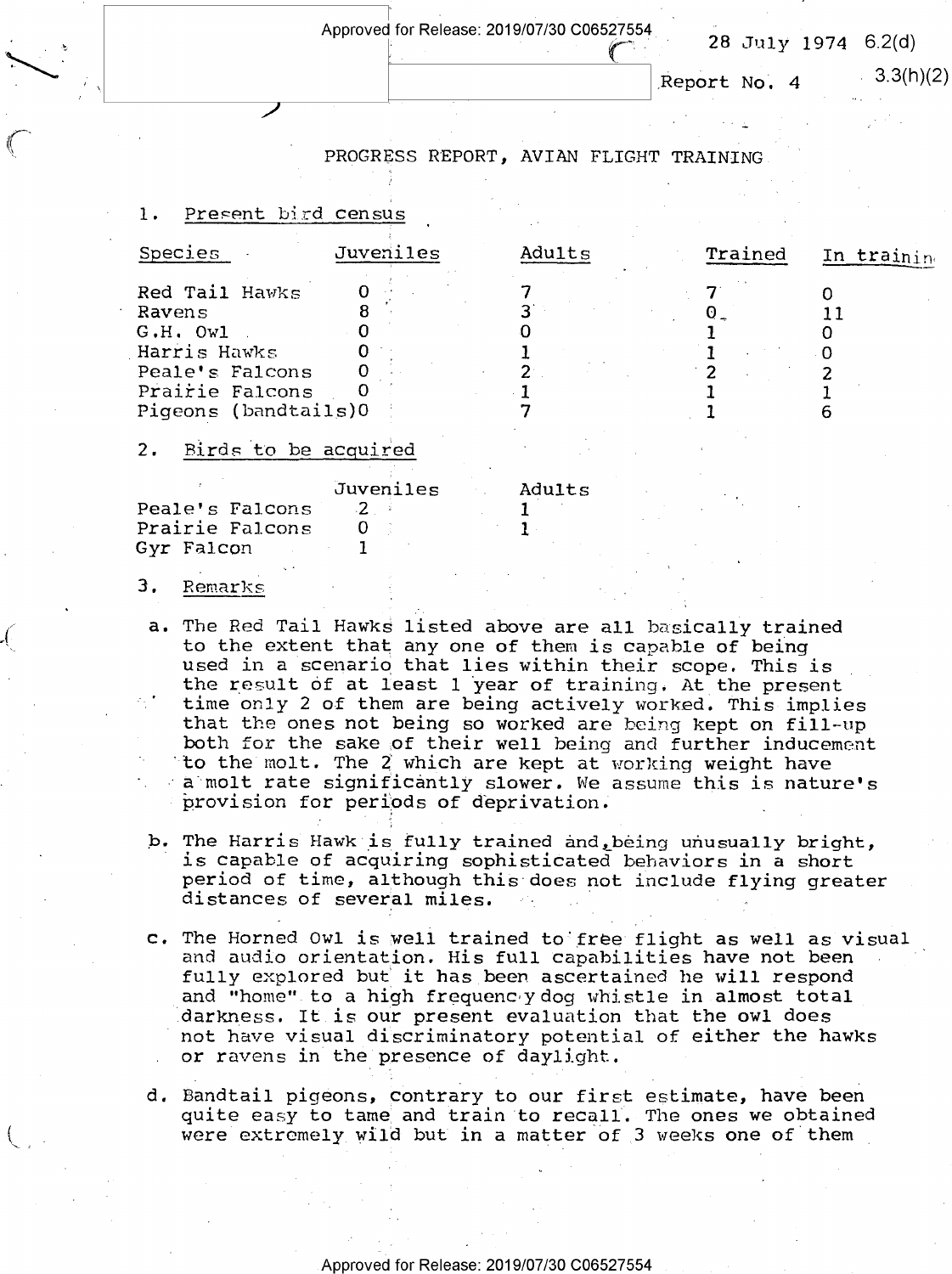28 July 1974 6.2(d)

Report No. 4 3.3(h)(2)

# PROGRESS REPORT, AVIAN FLIGHT TRAINING

1. Present bird census

| Species | Juveniles | Adults | Trained | In training |
|---|---|---|---|---|
| Red Tail Hawks | 0 | 7 | 7 | 0 |
| Ravens | 8 | 3 | 0 | 11 |
| G.H. Owl | 0 | 0 | 1 | 0 |
| Harris Hawks | 0 | 1 | 1 | 0 |
| Peale's Falcons | 0 | 2 | 2 | 2 |
| Prairie Falcons | 0 | 1 | 1 | 1 |
| Pigeons (bandtails) | 0 | 7 | 1 | 6 |

2. Birds to be acquired

| | Juveniles | Adults |
|---|---|---|
| Peale's Falcons | 2 | 1 |
| Prairie Falcons | 0 | 1 |
| Gyr Falcon | 1 | |

3. Remarks

a. The Red Tail Hawks listed above are all basically trained to the extent that any one of them is capable of being used in a scenario that lies within their scope. This is the result of at least 1 year of training. At the present time only 2 of them are being actively worked. This implies that the ones not being so worked are being kept on fill-up both for the sake of their well being and further inducement to the molt. The 2 which are kept at working weight have a molt rate significantly slower. We assume this is nature's provision for periods of deprivation.

b. The Harris Hawk is fully trained and, being unusually bright, is capable of acquiring sophisticated behaviors in a short period of time, although this does not include flying greater distances of several miles.

c. The Horned Owl is well trained to free flight as well as visual and audio orientation. His full capabilities have not been fully explored but it has been ascertained he will respond and "home" to a high frequency dog whistle in almost total darkness. It is our present evaluation that the owl does not have visual discriminatory potential of either the hawks or ravens in the presence of daylight.

d. Bandtail pigeons, contrary to our first estimate, have been quite easy to tame and train to recall. The ones we obtained were extremely wild but in a matter of 3 weeks one of them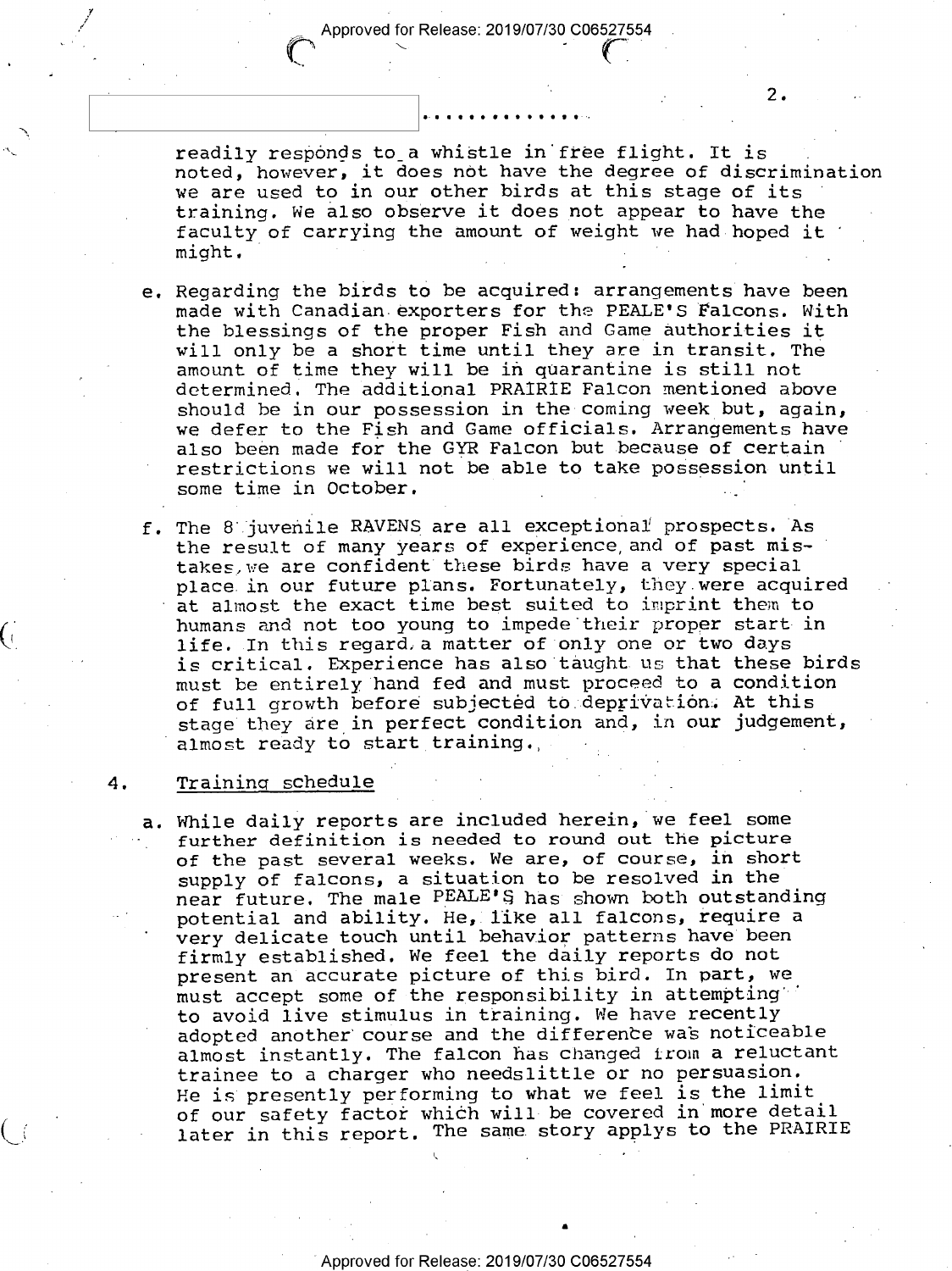readily responds to a whistle in free flight. It is noted, however, it does not have the degree of discrimination we are used to in our other birds at this stage of its training. We also observe it does not appear to have the faculty of carrying the amount of weight we had hoped it might.

e. Regarding the birds to be acquired: arrangements have been made with Canadian exporters for the PEALE'S Falcons. With the blessings of the proper Fish and Game authorities it will only be a short time until they are in transit. The amount of time they will be in quarantine is still not determined. The additional PRAIRIE Falcon mentioned above should be in our possession in the coming week but, again, we defer to the Fish and Game officials. Arrangements have also been made for the GYR Falcon but because of certain restrictions we will not be able to take possession until some time in October.

f. The 8 juvenile RAVENS are all exceptional prospects. As the result of many years of experience and of past mistakes, we are confident these birds have a very special place in our future plans. Fortunately, they were acquired at almost the exact time best suited to imprint them to humans and not too young to impede their proper start in life. In this regard, a matter of only one or two days is critical. Experience has also taught us that these birds must be entirely hand fed and must proceed to a condition of full growth before subjected to deprivation. At this stage they are in perfect condition and, in our judgement, almost ready to start training.

4. Training schedule

a. While daily reports are included herein, we feel some further definition is needed to round out the picture of the past several weeks. We are, of course, in short supply of falcons, a situation to be resolved in the near future. The male PEALE'S has shown both outstanding potential and ability. He, like all falcons, require a very delicate touch until behavior patterns have been firmly established. We feel the daily reports do not present an accurate picture of this bird. In part, we must accept some of the responsibility in attempting to avoid live stimulus in training. We have recently adopted another course and the difference was noticeable almost instantly. The falcon has changed from a reluctant trainee to a charger who needslittle or no persuasion. He is presently performing to what we feel is the limit of our safety factor which will be covered in more detail later in this report. The same story applys to the PRAIRIE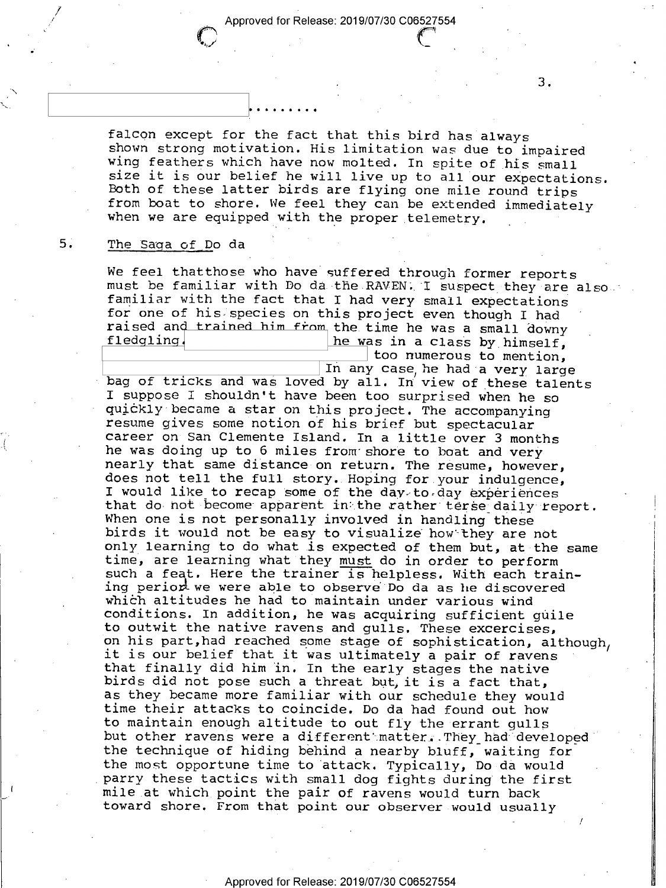[redacted] .........

falcon except for the fact that this bird has always shown strong motivation. His limitation was due to impaired wing feathers which have now molted. In spite of his small size it is our belief he will live up to all our expectations. Both of these latter birds are flying one mile round trips from boat to shore. We feel they can be extended immediately when we are equipped with the proper telemetry.

5. The Saga of Do da

We feel thatthose who have suffered through former reports must be familiar with Do da the RAVEN. I suspect they are also familiar with the fact that I had very small expectations for one of his species on this project even though I had raised and trained him from the time he was a small downy fledgling. [redacted] he was in a class by himself, [redacted] too numerous to mention, [redacted] In any case, he had a very large bag of tricks and was loved by all. In view of these talents I suppose I shouldn't have been too surprised when he so quickly became a star on this project. The accompanying resume gives some notion of his brief but spectacular career on San Clemente Island. In a little over 3 months he was doing up to 6 miles from shore to boat and very nearly that same distance on return. The resume, however, does not tell the full story. Hoping for your indulgence, I would like to recap some of the day-to-day experiences that do not become apparent in the rather terse daily report. When one is not personally involved in handling these birds it would not be easy to visualize how they are not only learning to do what is expected of them but, at the same time, are learning what they must do in order to perform such a feat. Here the trainer is helpless. With each training period we were able to observe Do da as he discovered which altitudes he had to maintain under various wind conditions. In addition, he was acquiring sufficient guile to outwit the native ravens and gulls. These excercises, on his part, had reached some stage of sophistication, although, it is our belief that it was ultimately a pair of ravens that finally did him in. In the early stages the native birds did not pose such a threat but, it is a fact that, as they became more familiar with our schedule they would time their attacks to coincide. Do da had found out how to maintain enough altitude to out fly the errant gulls but other ravens were a different matter. They had developed the technique of hiding behind a nearby bluff, waiting for the most opportune time to attack. Typically, Do da would parry these tactics with small dog fights during the first mile at which point the pair of ravens would turn back toward shore. From that point our observer would usually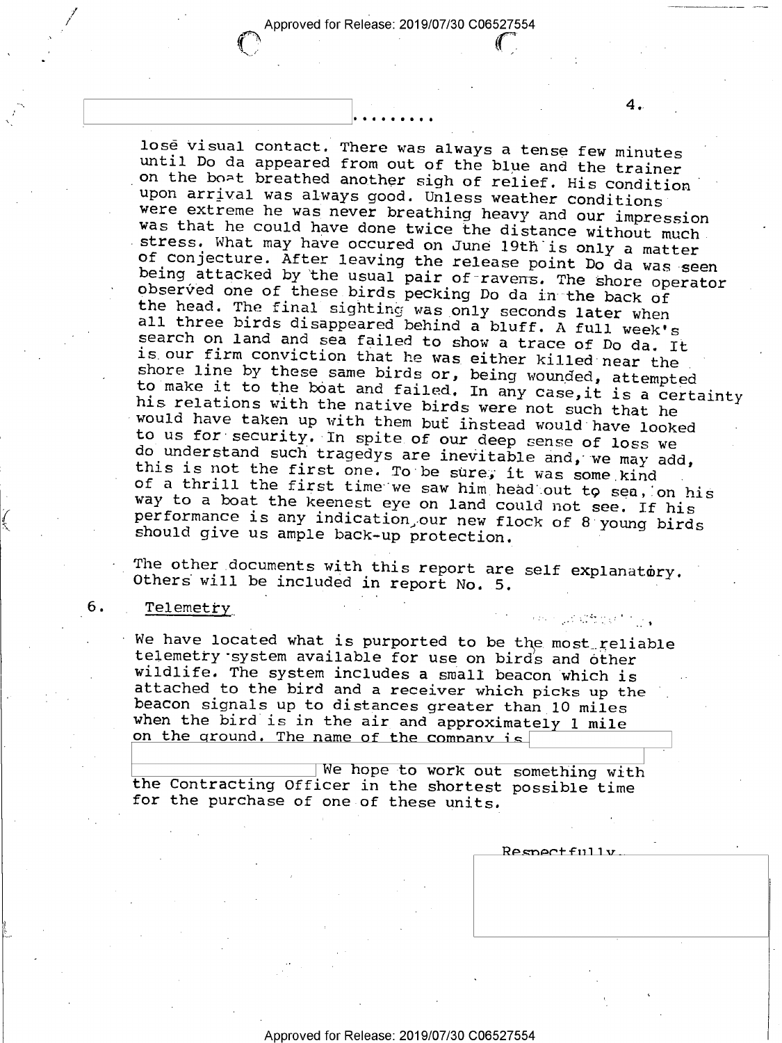lose visual contact. There was always a tense few minutes until Do da appeared from out of the blue and the trainer on the boat breathed another sigh of relief. His condition upon arrival was always good. Unless weather conditions were extreme he was never breathing heavy and our impression was that he could have done twice the distance without much stress. What may have occured on June 19th is only a matter of conjecture. After leaving the release point Do da was seen being attacked by the usual pair of ravens. The shore operator observed one of these birds pecking Do da in the back of the head. The final sighting was only seconds later when all three birds disappeared behind a bluff. A full week's search on land and sea failed to show a trace of Do da. It is our firm conviction that he was either killed near the shore line by these same birds or, being wounded, attempted to make it to the boat and failed. In any case, it is a certainty his relations with the native birds were not such that he would have taken up with them but instead would have looked to us for security. In spite of our deep sense of loss we do understand such tragedys are inevitable and, we may add, this is not the first one. To be sure, it was some kind of a thrill the first time we saw him head out to sea, on his way to a boat the keenest eye on land could not see. If his performance is any indication, our new flock of 8 young birds should give us ample back-up protection.

The other documents with this report are self explanatory. Others will be included in report No. 5.

6. Telemetry

We have located what is purported to be the most reliable telemetry system available for use on birds and other wildlife. The system includes a small beacon which is attached to the bird and a receiver which picks up the beacon signals up to distances greater than 10 miles when the bird is in the air and approximately 1 mile on the ground. The name of the company is [redacted] We hope to work out something with the Contracting Officer in the shortest possible time for the purchase of one of these units.

Respectfully,

[redacted]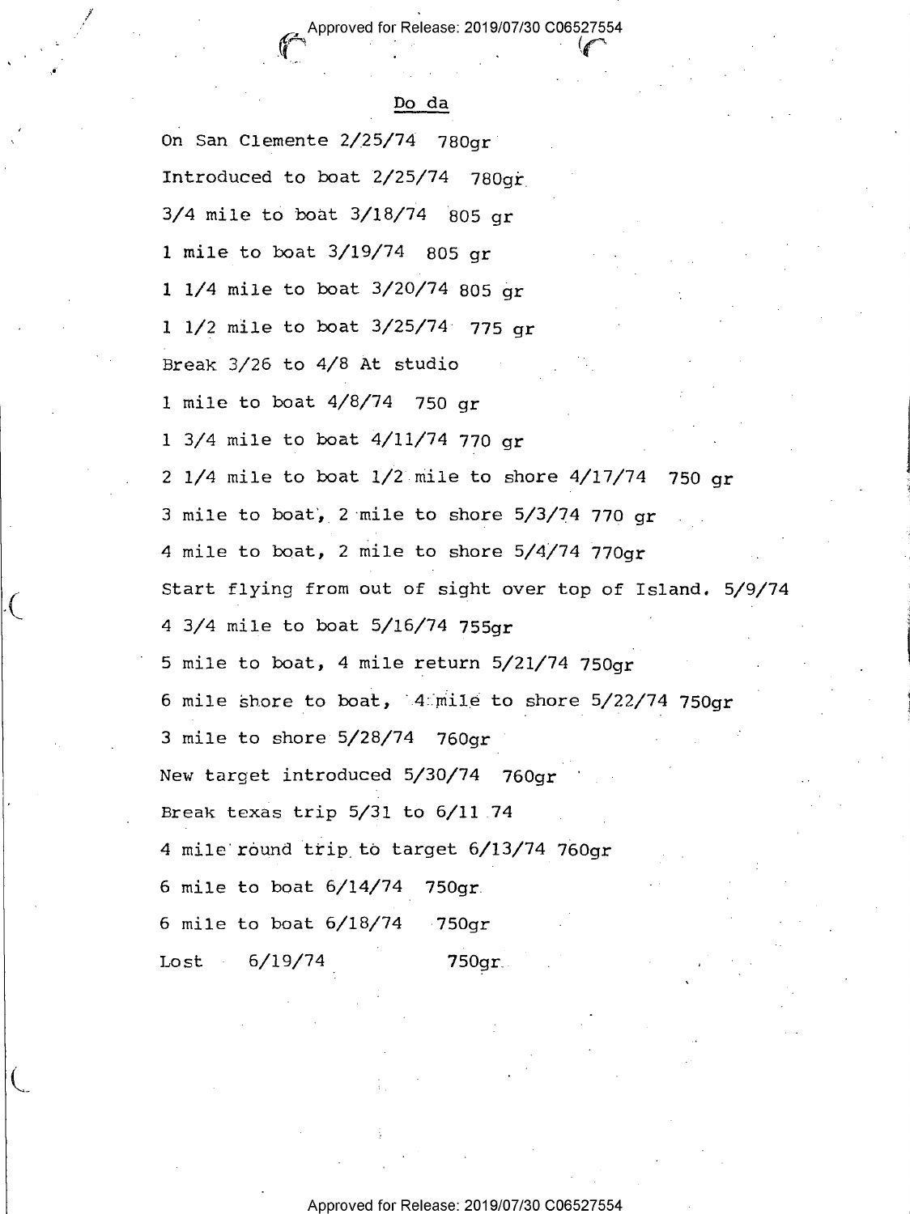Do da

On San Clemente 2/25/74 780gr

Introduced to boat 2/25/74 780gr

3/4 mile to boat 3/18/74 805 gr

1 mile to boat 3/19/74 805 gr

1 1/4 mile to boat 3/20/74 805 gr

1 1/2 mile to boat 3/25/74 775 gr

Break 3/26 to 4/8 At studio

1 mile to boat 4/8/74 750 gr

1 3/4 mile to boat 4/11/74 770 gr

2 1/4 mile to boat 1/2 mile to shore 4/17/74 750 gr

3 mile to boat, 2 mile to shore 5/3/74 770 gr

4 mile to boat, 2 mile to shore 5/4/74 770gr

Start flying from out of sight over top of Island. 5/9/74

4 3/4 mile to boat 5/16/74 755gr

5 mile to boat, 4 mile return 5/21/74 750gr

6 mile shore to boat, 4 mile to shore 5/22/74 750gr

3 mile to shore 5/28/74 760gr

New target introduced 5/30/74 760gr

Break texas trip 5/31 to 6/11 74

4 mile round trip to target 6/13/74 760gr

6 mile to boat 6/14/74 750gr

6 mile to boat 6/18/74 750gr

Lost 6/19/74 750gr